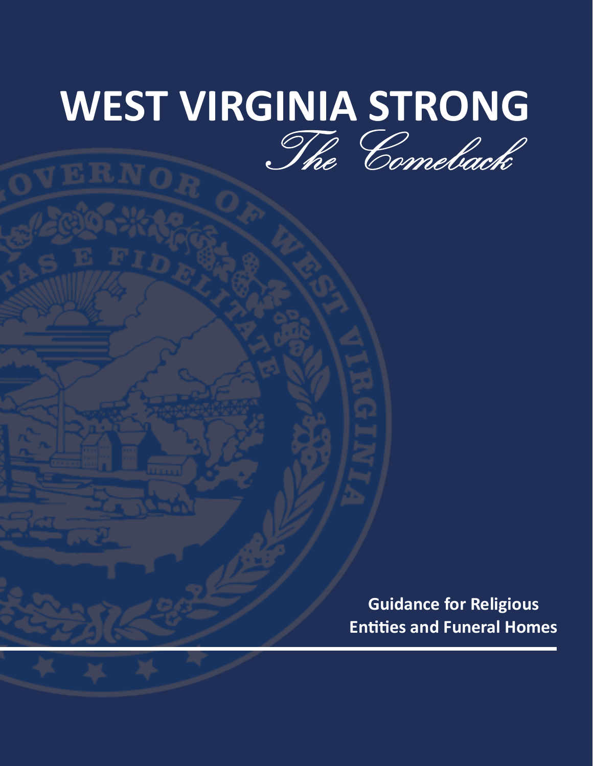# WEST VIRGINIA STRONG

*The Comeback*

**Guidance for Religious Entities and Funeral Homes**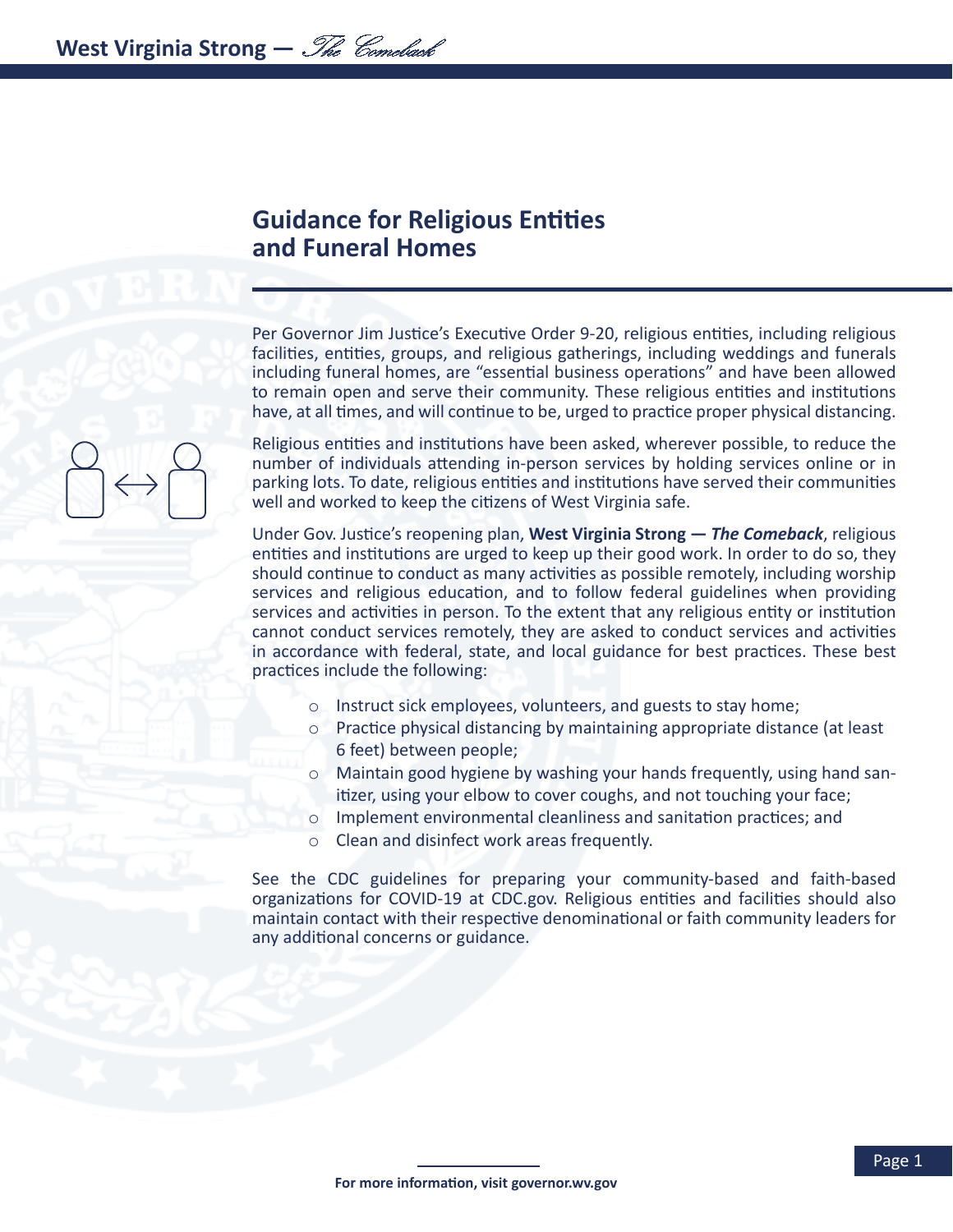## Guidance for Religious Entities and Funeral Homes

Per Governor Jim Justice's Executive Order 9-20, religious entities, including religious facilities, entities, groups, and religious gatherings, including weddings and funerals including funeral homes, are "essential business operations" and have been allowed to remain open and serve their community. These religious entities and institutions have, at all times, and will continue to be, urged to practice proper physical distancing.

Religious entities and institutions have been asked, wherever possible, to reduce the number of individuals attending in-person services by holding services online or in parking lots. To date, religious entities and institutions have served their communities well and worked to keep the citizens of West Virginia safe.

Under Gov. Justice's reopening plan, **West Virginia Strong — *The Comeback***, religious entities and institutions are urged to keep up their good work. In order to do so, they should continue to conduct as many activities as possible remotely, including worship services and religious education, and to follow federal guidelines when providing services and activities in person. To the extent that any religious entity or institution cannot conduct services remotely, they are asked to conduct services and activities in accordance with federal, state, and local guidance for best practices. These best practices include the following:

- Instruct sick employees, volunteers, and guests to stay home;
- Practice physical distancing by maintaining appropriate distance (at least 6 feet) between people;
- Maintain good hygiene by washing your hands frequently, using hand sanitizer, using your elbow to cover coughs, and not touching your face;
- Implement environmental cleanliness and sanitation practices; and
- Clean and disinfect work areas frequently.

See the CDC guidelines for preparing your community-based and faith-based organizations for COVID-19 at CDC.gov. Religious entities and facilities should also maintain contact with their respective denominational or faith community leaders for any additional concerns or guidance.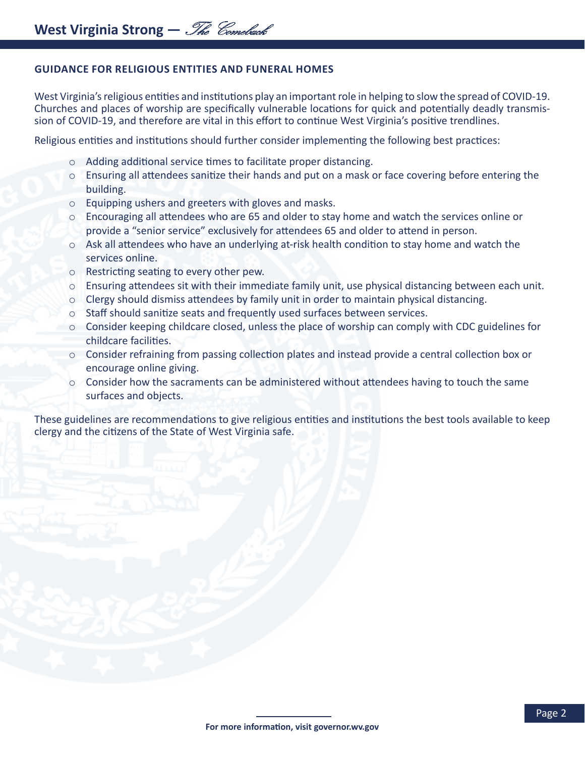## GUIDANCE FOR RELIGIOUS ENTITIES AND FUNERAL HOMES

West Virginia's religious entities and institutions play an important role in helping to slow the spread of COVID-19. Churches and places of worship are specifically vulnerable locations for quick and potentially deadly transmission of COVID-19, and therefore are vital in this effort to continue West Virginia's positive trendlines.

Religious entities and institutions should further consider implementing the following best practices:

- Adding additional service times to facilitate proper distancing.
- Ensuring all attendees sanitize their hands and put on a mask or face covering before entering the building.
- Equipping ushers and greeters with gloves and masks.
- Encouraging all attendees who are 65 and older to stay home and watch the services online or provide a "senior service" exclusively for attendees 65 and older to attend in person.
- Ask all attendees who have an underlying at-risk health condition to stay home and watch the services online.
- Restricting seating to every other pew.
- Ensuring attendees sit with their immediate family unit, use physical distancing between each unit.
- Clergy should dismiss attendees by family unit in order to maintain physical distancing.
- Staff should sanitize seats and frequently used surfaces between services.
- Consider keeping childcare closed, unless the place of worship can comply with CDC guidelines for childcare facilities.
- Consider refraining from passing collection plates and instead provide a central collection box or encourage online giving.
- Consider how the sacraments can be administered without attendees having to touch the same surfaces and objects.

These guidelines are recommendations to give religious entities and institutions the best tools available to keep clergy and the citizens of the State of West Virginia safe.